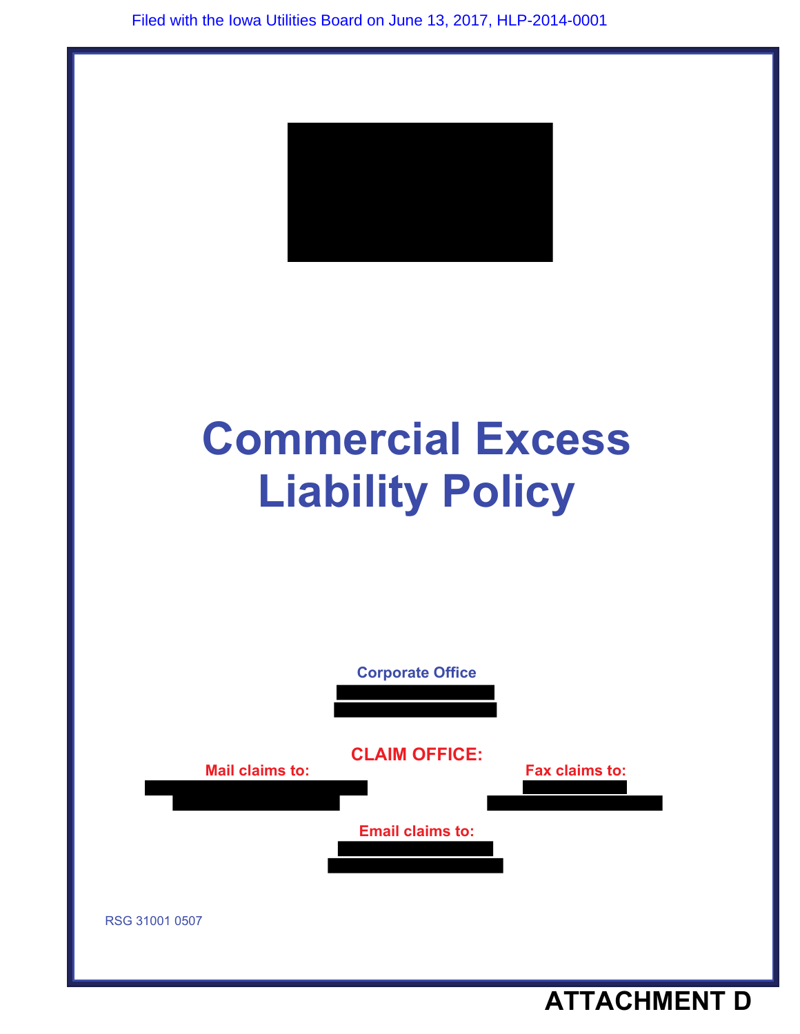Filed with the Iowa Utilities Board on June 13, 2017, HLP-2014-0001

# Commercial Excess Liability Policy

**Corporate Office**

**CLAIM OFFICE:**

**Mail claims to:**

**Fax claims to:**

**Email claims to:**

RSG 31001 0507

**ATTACHMENT D**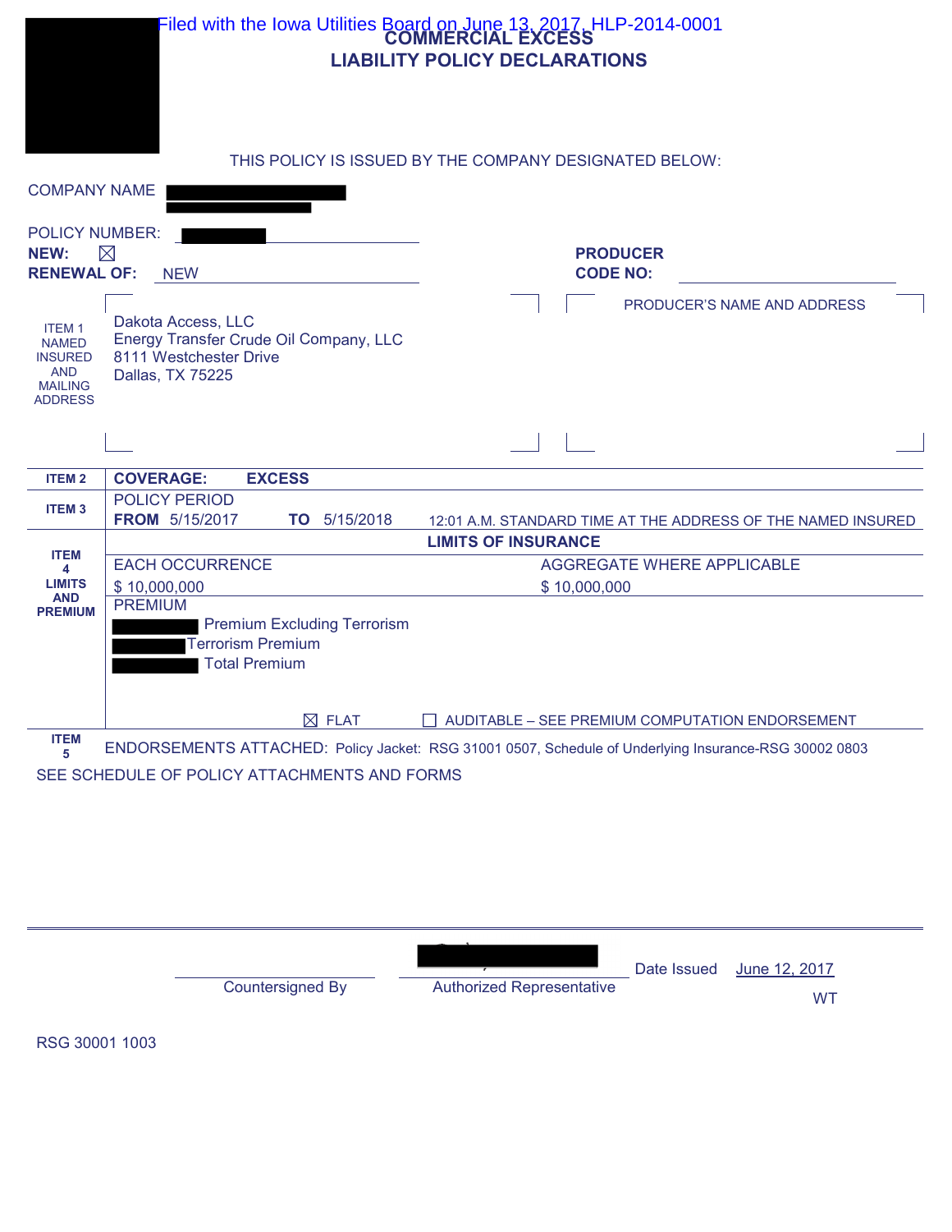Filed with the Iowa Utilities Board on June 13, 2017, HLP-2014-0001

# COMMERCIAL EXCESS LIABILITY POLICY DECLARATIONS

THIS POLICY IS ISSUED BY THE COMPANY DESIGNATED BELOW:

COMPANY NAME

POLICY NUMBER:

**NEW:** ☒

**RENEWAL OF:** NEW

**PRODUCER CODE NO:**

PRODUCER'S NAME AND ADDRESS

ITEM 1 NAMED INSURED AND MAILING ADDRESS

Dakota Access, LLC
Energy Transfer Crude Oil Company, LLC
8111 Westchester Drive
Dallas, TX 75225

| | | |
|---|---|---|
| **ITEM 2** | **COVERAGE: EXCESS** | |
| **ITEM 3** | POLICY PERIOD **FROM** 5/15/2017 **TO** 5/15/2018 | 12:01 A.M. STANDARD TIME AT THE ADDRESS OF THE NAMED INSURED |
| **ITEM 4 LIMITS AND PREMIUM** | **LIMITS OF INSURANCE** | |
| | EACH OCCURRENCE $ 10,000,000 | AGGREGATE WHERE APPLICABLE $ 10,000,000 |
| | PREMIUM<br>Premium Excluding Terrorism<br>Terrorism Premium<br>Total Premium | |
| | ☒ FLAT | ☐ AUDITABLE – SEE PREMIUM COMPUTATION ENDORSEMENT |

**ITEM 5** ENDORSEMENTS ATTACHED: Policy Jacket: RSG 31001 0507, Schedule of Underlying Insurance-RSG 30002 0803

SEE SCHEDULE OF POLICY ATTACHMENTS AND FORMS

Countersigned By

Authorized Representative

Date Issued June 12, 2017

WT

RSG 30001 1003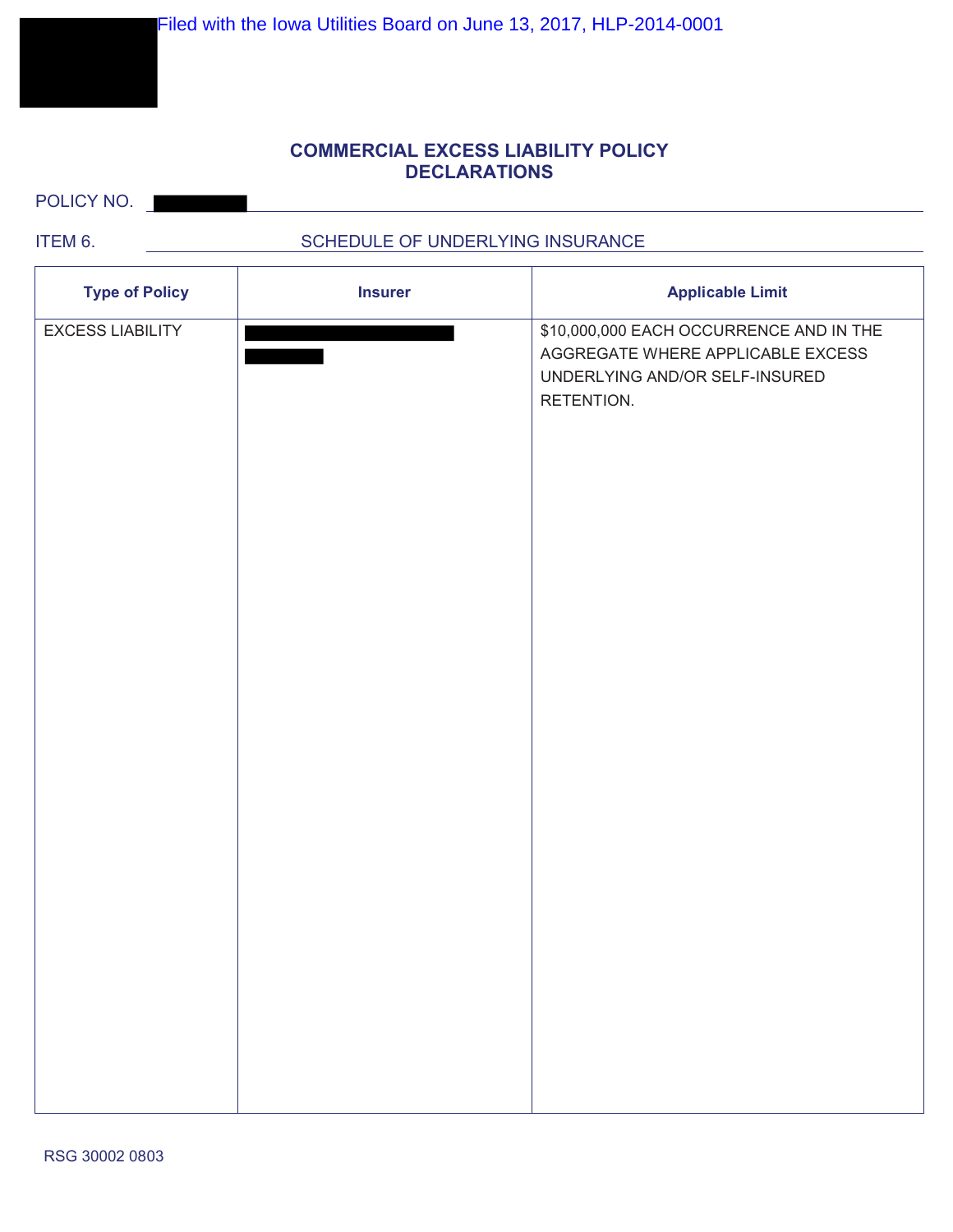Filed with the Iowa Utilities Board on June 13, 2017, HLP-2014-0001

## COMMERCIAL EXCESS LIABILITY POLICY
## DECLARATIONS

POLICY NO.

ITEM 6. SCHEDULE OF UNDERLYING INSURANCE

| Type of Policy | Insurer | Applicable Limit |
|---|---|---|
| EXCESS LIABILITY | | $10,000,000 EACH OCCURRENCE AND IN THE AGGREGATE WHERE APPLICABLE EXCESS UNDERLYING AND/OR SELF-INSURED RETENTION. |

RSG 30002 0803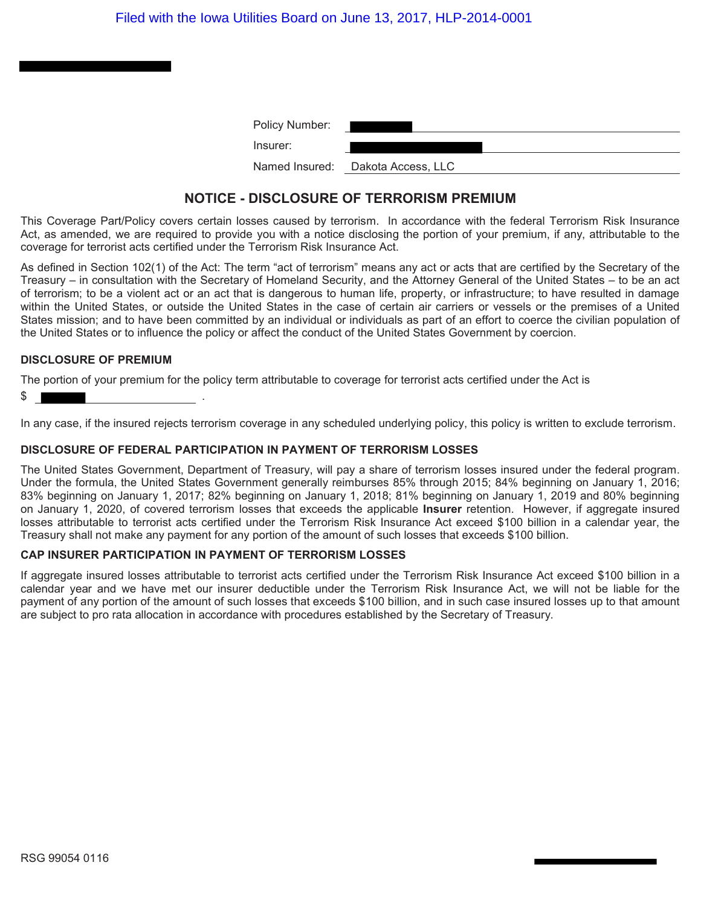Filed with the Iowa Utilities Board on June 13, 2017, HLP-2014-0001

| | |
|---|---|
| Policy Number: | |
| Insurer: | |
| Named Insured: | Dakota Access, LLC |

## NOTICE - DISCLOSURE OF TERRORISM PREMIUM

This Coverage Part/Policy covers certain losses caused by terrorism. In accordance with the federal Terrorism Risk Insurance Act, as amended, we are required to provide you with a notice disclosing the portion of your premium, if any, attributable to the coverage for terrorist acts certified under the Terrorism Risk Insurance Act.

As defined in Section 102(1) of the Act: The term “act of terrorism” means any act or acts that are certified by the Secretary of the Treasury – in consultation with the Secretary of Homeland Security, and the Attorney General of the United States – to be an act of terrorism; to be a violent act or an act that is dangerous to human life, property, or infrastructure; to have resulted in damage within the United States, or outside the United States in the case of certain air carriers or vessels or the premises of a United States mission; and to have been committed by an individual or individuals as part of an effort to coerce the civilian population of the United States or to influence the policy or affect the conduct of the United States Government by coercion.

### DISCLOSURE OF PREMIUM

The portion of your premium for the policy term attributable to coverage for terrorist acts certified under the Act is

$ ________________ .

In any case, if the insured rejects terrorism coverage in any scheduled underlying policy, this policy is written to exclude terrorism.

### DISCLOSURE OF FEDERAL PARTICIPATION IN PAYMENT OF TERRORISM LOSSES

The United States Government, Department of Treasury, will pay a share of terrorism losses insured under the federal program. Under the formula, the United States Government generally reimburses 85% through 2015; 84% beginning on January 1, 2016; 83% beginning on January 1, 2017; 82% beginning on January 1, 2018; 81% beginning on January 1, 2019 and 80% beginning on January 1, 2020, of covered terrorism losses that exceeds the applicable **Insurer** retention. However, if aggregate insured losses attributable to terrorist acts certified under the Terrorism Risk Insurance Act exceed $100 billion in a calendar year, the Treasury shall not make any payment for any portion of the amount of such losses that exceeds $100 billion.

### CAP INSURER PARTICIPATION IN PAYMENT OF TERRORISM LOSSES

If aggregate insured losses attributable to terrorist acts certified under the Terrorism Risk Insurance Act exceed $100 billion in a calendar year and we have met our insurer deductible under the Terrorism Risk Insurance Act, we will not be liable for the payment of any portion of the amount of such losses that exceeds $100 billion, and in such case insured losses up to that amount are subject to pro rata allocation in accordance with procedures established by the Secretary of Treasury.

RSG 99054 0116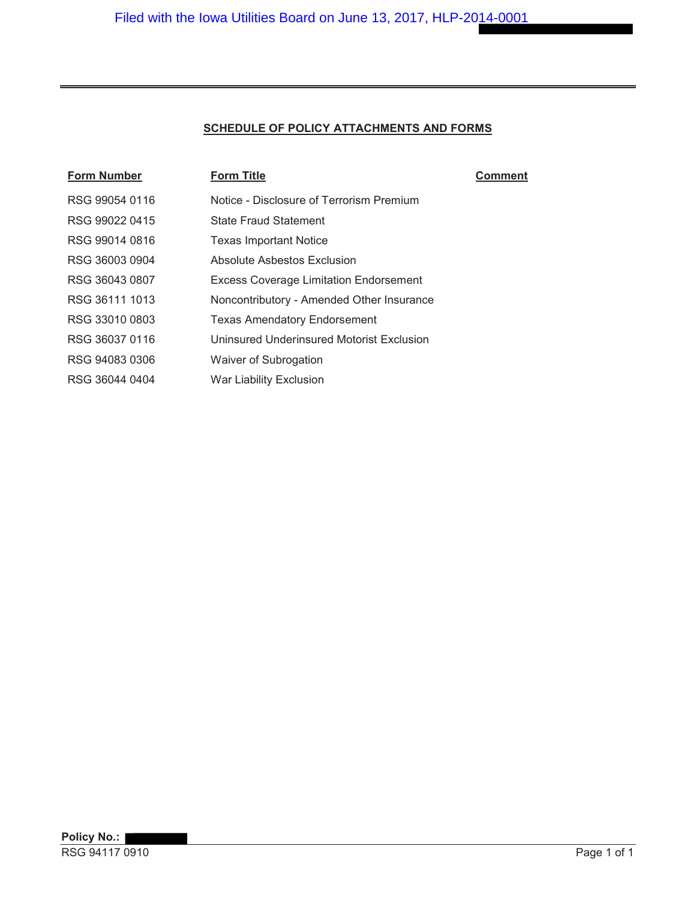## SCHEDULE OF POLICY ATTACHMENTS AND FORMS

| Form Number | Form Title | Comment |
|---|---|---|
| RSG 99054 0116 | Notice - Disclosure of Terrorism Premium | |
| RSG 99022 0415 | State Fraud Statement | |
| RSG 99014 0816 | Texas Important Notice | |
| RSG 36003 0904 | Absolute Asbestos Exclusion | |
| RSG 36043 0807 | Excess Coverage Limitation Endorsement | |
| RSG 36111 1013 | Noncontributory - Amended Other Insurance | |
| RSG 33010 0803 | Texas Amendatory Endorsement | |
| RSG 36037 0116 | Uninsured Underinsured Motorist Exclusion | |
| RSG 94083 0306 | Waiver of Subrogation | |
| RSG 36044 0404 | War Liability Exclusion | |

**Policy No.:**

RSG 94117 0910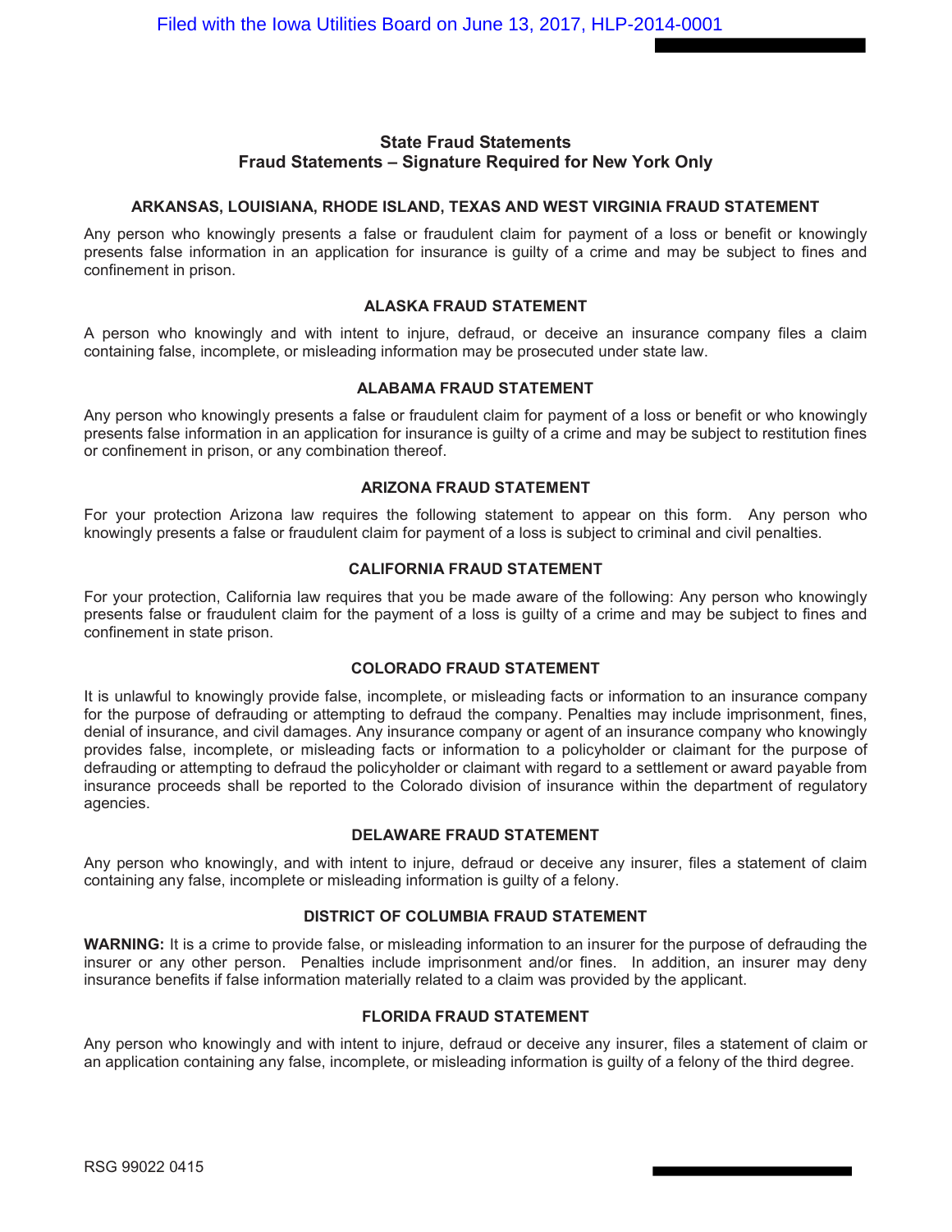## State Fraud Statements
## Fraud Statements – Signature Required for New York Only

### ARKANSAS, LOUISIANA, RHODE ISLAND, TEXAS AND WEST VIRGINIA FRAUD STATEMENT

Any person who knowingly presents a false or fraudulent claim for payment of a loss or benefit or knowingly presents false information in an application for insurance is guilty of a crime and may be subject to fines and confinement in prison.

### ALASKA FRAUD STATEMENT

A person who knowingly and with intent to injure, defraud, or deceive an insurance company files a claim containing false, incomplete, or misleading information may be prosecuted under state law.

### ALABAMA FRAUD STATEMENT

Any person who knowingly presents a false or fraudulent claim for payment of a loss or benefit or who knowingly presents false information in an application for insurance is guilty of a crime and may be subject to restitution fines or confinement in prison, or any combination thereof.

### ARIZONA FRAUD STATEMENT

For your protection Arizona law requires the following statement to appear on this form. Any person who knowingly presents a false or fraudulent claim for payment of a loss is subject to criminal and civil penalties.

### CALIFORNIA FRAUD STATEMENT

For your protection, California law requires that you be made aware of the following: Any person who knowingly presents false or fraudulent claim for the payment of a loss is guilty of a crime and may be subject to fines and confinement in state prison.

### COLORADO FRAUD STATEMENT

It is unlawful to knowingly provide false, incomplete, or misleading facts or information to an insurance company for the purpose of defrauding or attempting to defraud the company. Penalties may include imprisonment, fines, denial of insurance, and civil damages. Any insurance company or agent of an insurance company who knowingly provides false, incomplete, or misleading facts or information to a policyholder or claimant for the purpose of defrauding or attempting to defraud the policyholder or claimant with regard to a settlement or award payable from insurance proceeds shall be reported to the Colorado division of insurance within the department of regulatory agencies.

### DELAWARE FRAUD STATEMENT

Any person who knowingly, and with intent to injure, defraud or deceive any insurer, files a statement of claim containing any false, incomplete or misleading information is guilty of a felony.

### DISTRICT OF COLUMBIA FRAUD STATEMENT

**WARNING:** It is a crime to provide false, or misleading information to an insurer for the purpose of defrauding the insurer or any other person. Penalties include imprisonment and/or fines. In addition, an insurer may deny insurance benefits if false information materially related to a claim was provided by the applicant.

### FLORIDA FRAUD STATEMENT

Any person who knowingly and with intent to injure, defraud or deceive any insurer, files a statement of claim or an application containing any false, incomplete, or misleading information is guilty of a felony of the third degree.

RSG 99022 0415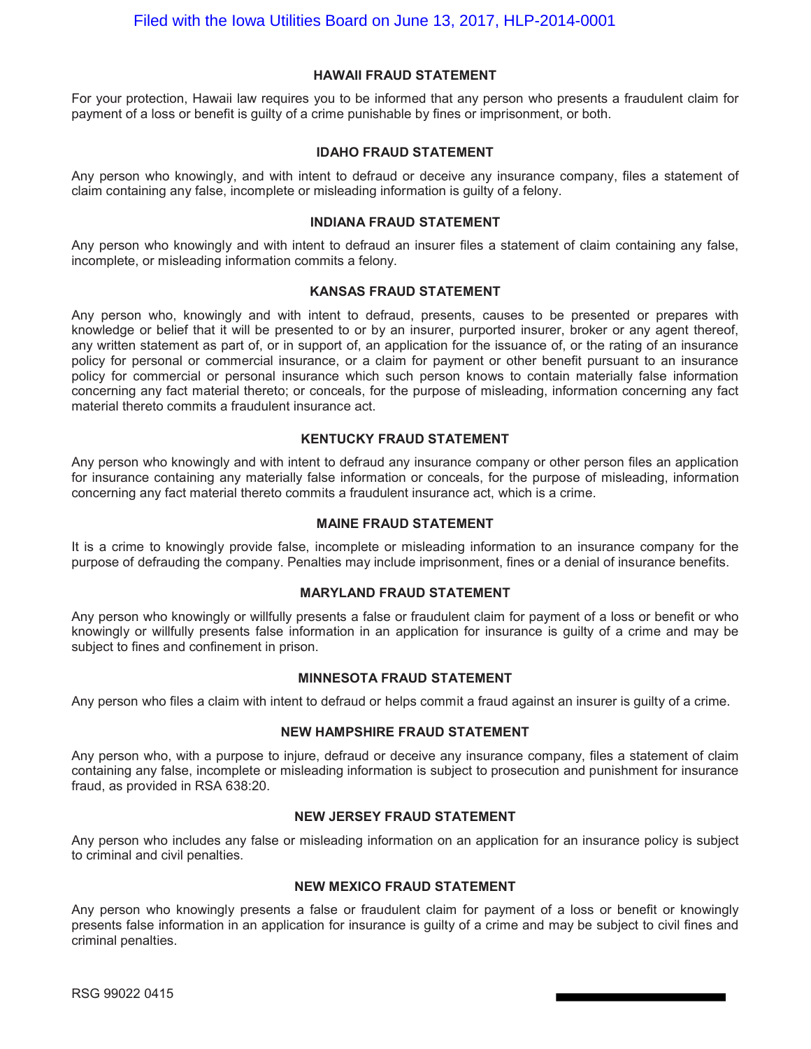### HAWAII FRAUD STATEMENT

For your protection, Hawaii law requires you to be informed that any person who presents a fraudulent claim for payment of a loss or benefit is guilty of a crime punishable by fines or imprisonment, or both.

### IDAHO FRAUD STATEMENT

Any person who knowingly, and with intent to defraud or deceive any insurance company, files a statement of claim containing any false, incomplete or misleading information is guilty of a felony.

### INDIANA FRAUD STATEMENT

Any person who knowingly and with intent to defraud an insurer files a statement of claim containing any false, incomplete, or misleading information commits a felony.

### KANSAS FRAUD STATEMENT

Any person who, knowingly and with intent to defraud, presents, causes to be presented or prepares with knowledge or belief that it will be presented to or by an insurer, purported insurer, broker or any agent thereof, any written statement as part of, or in support of, an application for the issuance of, or the rating of an insurance policy for personal or commercial insurance, or a claim for payment or other benefit pursuant to an insurance policy for commercial or personal insurance which such person knows to contain materially false information concerning any fact material thereto; or conceals, for the purpose of misleading, information concerning any fact material thereto commits a fraudulent insurance act.

### KENTUCKY FRAUD STATEMENT

Any person who knowingly and with intent to defraud any insurance company or other person files an application for insurance containing any materially false information or conceals, for the purpose of misleading, information concerning any fact material thereto commits a fraudulent insurance act, which is a crime.

### MAINE FRAUD STATEMENT

It is a crime to knowingly provide false, incomplete or misleading information to an insurance company for the purpose of defrauding the company. Penalties may include imprisonment, fines or a denial of insurance benefits.

### MARYLAND FRAUD STATEMENT

Any person who knowingly or willfully presents a false or fraudulent claim for payment of a loss or benefit or who knowingly or willfully presents false information in an application for insurance is guilty of a crime and may be subject to fines and confinement in prison.

### MINNESOTA FRAUD STATEMENT

Any person who files a claim with intent to defraud or helps commit a fraud against an insurer is guilty of a crime.

### NEW HAMPSHIRE FRAUD STATEMENT

Any person who, with a purpose to injure, defraud or deceive any insurance company, files a statement of claim containing any false, incomplete or misleading information is subject to prosecution and punishment for insurance fraud, as provided in RSA 638:20.

### NEW JERSEY FRAUD STATEMENT

Any person who includes any false or misleading information on an application for an insurance policy is subject to criminal and civil penalties.

### NEW MEXICO FRAUD STATEMENT

Any person who knowingly presents a false or fraudulent claim for payment of a loss or benefit or knowingly presents false information in an application for insurance is guilty of a crime and may be subject to civil fines and criminal penalties.

RSG 99022 0415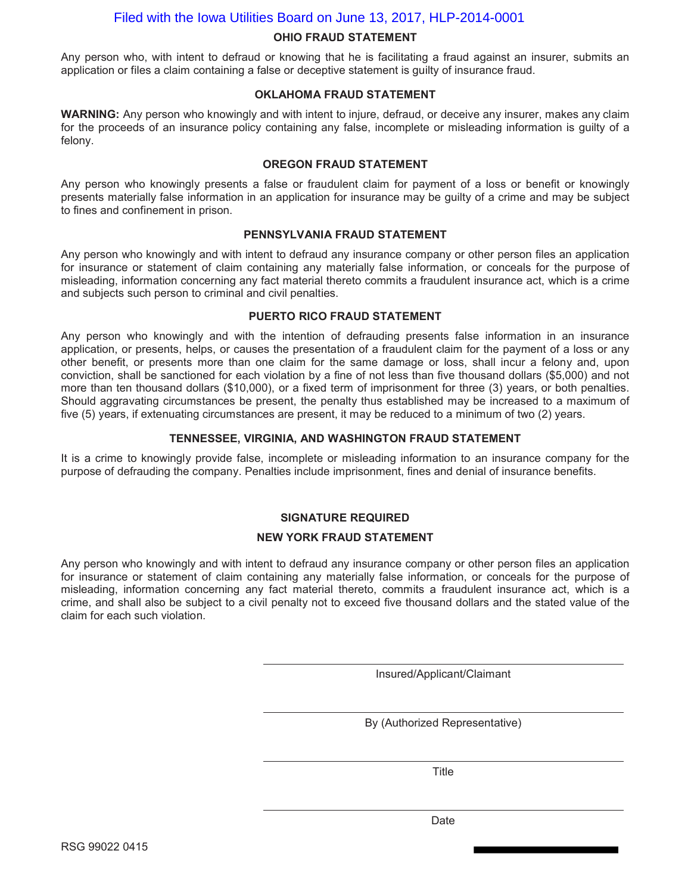### OHIO FRAUD STATEMENT

Any person who, with intent to defraud or knowing that he is facilitating a fraud against an insurer, submits an application or files a claim containing a false or deceptive statement is guilty of insurance fraud.

### OKLAHOMA FRAUD STATEMENT

**WARNING:** Any person who knowingly and with intent to injure, defraud, or deceive any insurer, makes any claim for the proceeds of an insurance policy containing any false, incomplete or misleading information is guilty of a felony.

### OREGON FRAUD STATEMENT

Any person who knowingly presents a false or fraudulent claim for payment of a loss or benefit or knowingly presents materially false information in an application for insurance may be guilty of a crime and may be subject to fines and confinement in prison.

### PENNSYLVANIA FRAUD STATEMENT

Any person who knowingly and with intent to defraud any insurance company or other person files an application for insurance or statement of claim containing any materially false information, or conceals for the purpose of misleading, information concerning any fact material thereto commits a fraudulent insurance act, which is a crime and subjects such person to criminal and civil penalties.

### PUERTO RICO FRAUD STATEMENT

Any person who knowingly and with the intention of defrauding presents false information in an insurance application, or presents, helps, or causes the presentation of a fraudulent claim for the payment of a loss or any other benefit, or presents more than one claim for the same damage or loss, shall incur a felony and, upon conviction, shall be sanctioned for each violation by a fine of not less than five thousand dollars ($5,000) and not more than ten thousand dollars ($10,000), or a fixed term of imprisonment for three (3) years, or both penalties. Should aggravating circumstances be present, the penalty thus established may be increased to a maximum of five (5) years, if extenuating circumstances are present, it may be reduced to a minimum of two (2) years.

### TENNESSEE, VIRGINIA, AND WASHINGTON FRAUD STATEMENT

It is a crime to knowingly provide false, incomplete or misleading information to an insurance company for the purpose of defrauding the company. Penalties include imprisonment, fines and denial of insurance benefits.

### SIGNATURE REQUIRED

### NEW YORK FRAUD STATEMENT

Any person who knowingly and with intent to defraud any insurance company or other person files an application for insurance or statement of claim containing any materially false information, or conceals for the purpose of misleading, information concerning any fact material thereto, commits a fraudulent insurance act, which is a crime, and shall also be subject to a civil penalty not to exceed five thousand dollars and the stated value of the claim for each such violation.

\_\_\_\_\_\_\_\_\_\_\_\_\_\_\_\_\_\_\_\_\_\_\_\_\_\_\_\_\_\_\_\_\_\_\_\_\_\_\_\_
Insured/Applicant/Claimant

\_\_\_\_\_\_\_\_\_\_\_\_\_\_\_\_\_\_\_\_\_\_\_\_\_\_\_\_\_\_\_\_\_\_\_\_\_\_\_\_
By (Authorized Representative)

\_\_\_\_\_\_\_\_\_\_\_\_\_\_\_\_\_\_\_\_\_\_\_\_\_\_\_\_\_\_\_\_\_\_\_\_\_\_\_\_
Title

\_\_\_\_\_\_\_\_\_\_\_\_\_\_\_\_\_\_\_\_\_\_\_\_\_\_\_\_\_\_\_\_\_\_\_\_\_\_\_\_
Date

RSG 99022 0415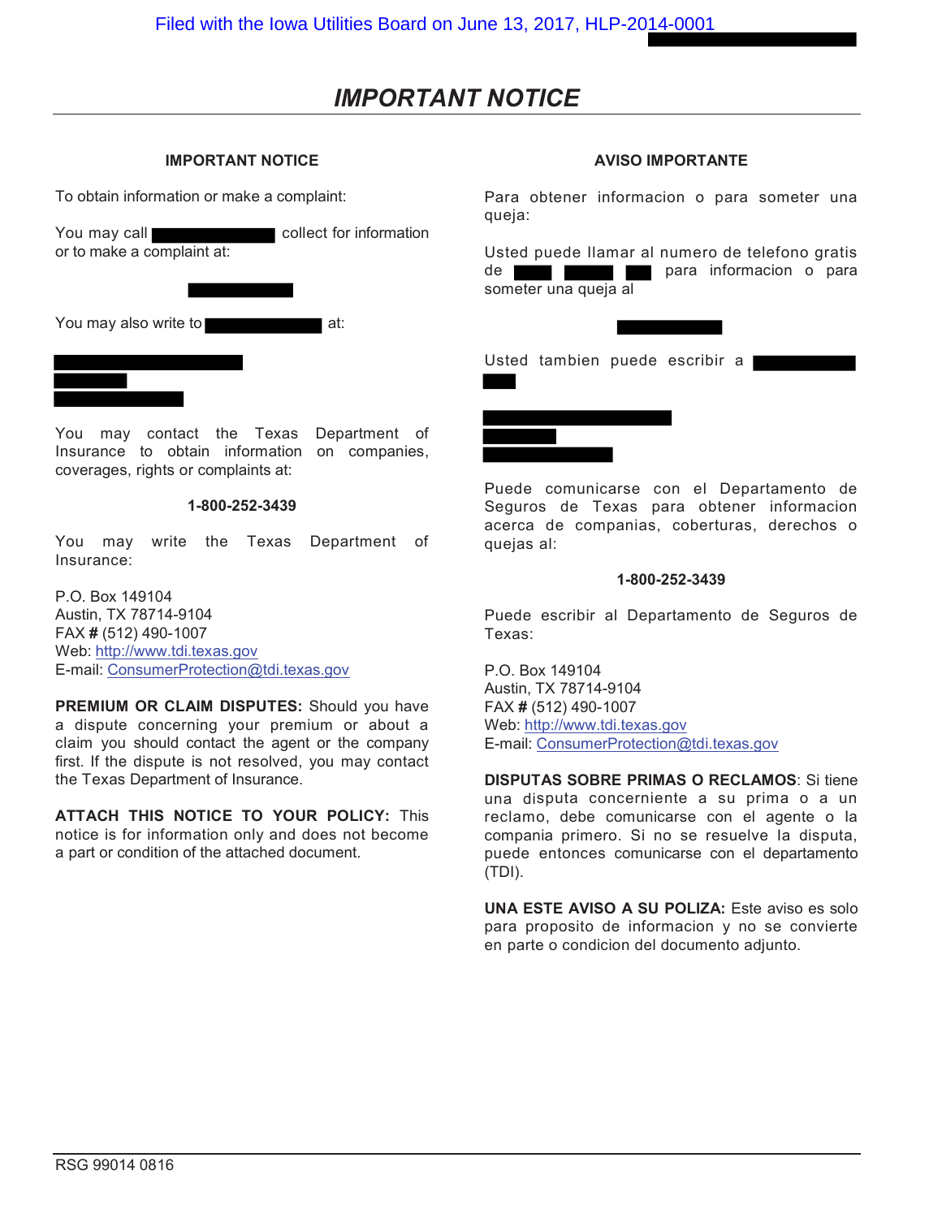# IMPORTANT NOTICE

### IMPORTANT NOTICE

To obtain information or make a complaint:

You may call collect for information or to make a complaint at:

You may also write to at:

You may contact the Texas Department of Insurance to obtain information on companies, coverages, rights or complaints at:

**1-800-252-3439**

You may write the Texas Department of Insurance:

P.O. Box 149104
Austin, TX 78714-9104
FAX **#** (512) 490-1007
Web: http://www.tdi.texas.gov
E-mail: ConsumerProtection@tdi.texas.gov

**PREMIUM OR CLAIM DISPUTES:** Should you have a dispute concerning your premium or about a claim you should contact the agent or the company first. If the dispute is not resolved, you may contact the Texas Department of Insurance.

**ATTACH THIS NOTICE TO YOUR POLICY:** This notice is for information only and does not become a part or condition of the attached document.

### AVISO IMPORTANTE

Para obtener informacion o para someter una queja:

Usted puede llamar al numero de telefono gratis de para informacion o para someter una queja al

Usted tambien puede escribir a

Puede comunicarse con el Departamento de Seguros de Texas para obtener informacion acerca de companias, coberturas, derechos o quejas al:

**1-800-252-3439**

Puede escribir al Departamento de Seguros de Texas:

P.O. Box 149104
Austin, TX 78714-9104
FAX **#** (512) 490-1007
Web: http://www.tdi.texas.gov
E-mail: ConsumerProtection@tdi.texas.gov

**DISPUTAS SOBRE PRIMAS O RECLAMOS**: Si tiene una disputa concerniente a su prima o a un reclamo, debe comunicarse con el agente o la compania primero. Si no se resuelve la disputa, puede entonces comunicarse con el departamento (TDI).

**UNA ESTE AVISO A SU POLIZA:** Este aviso es solo para proposito de informacion y no se convierte en parte o condicion del documento adjunto.

RSG 99014 0816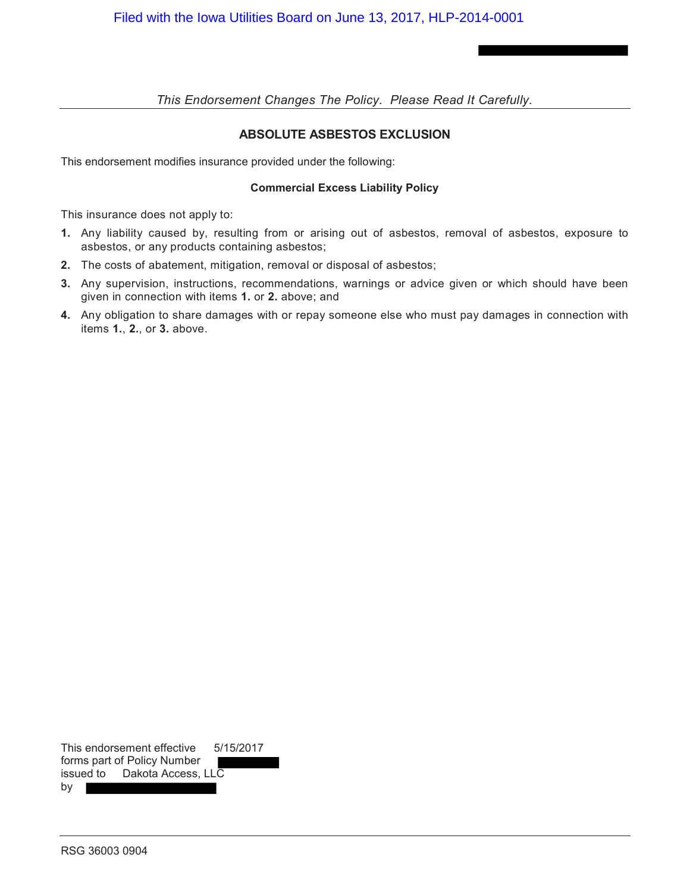*This Endorsement Changes The Policy. Please Read It Carefully.*

## ABSOLUTE ASBESTOS EXCLUSION

This endorsement modifies insurance provided under the following:

**Commercial Excess Liability Policy**

This insurance does not apply to:

1. Any liability caused by, resulting from or arising out of asbestos, removal of asbestos, exposure to asbestos, or any products containing asbestos;
2. The costs of abatement, mitigation, removal or disposal of asbestos;
3. Any supervision, instructions, recommendations, warnings or advice given or which should have been given in connection with items **1.** or **2.** above; and
4. Any obligation to share damages with or repay someone else who must pay damages in connection with items **1.**, **2.**, or **3.** above.

This endorsement effective 5/15/2017
forms part of Policy Number
issued to Dakota Access, LLC
by

RSG 36003 0904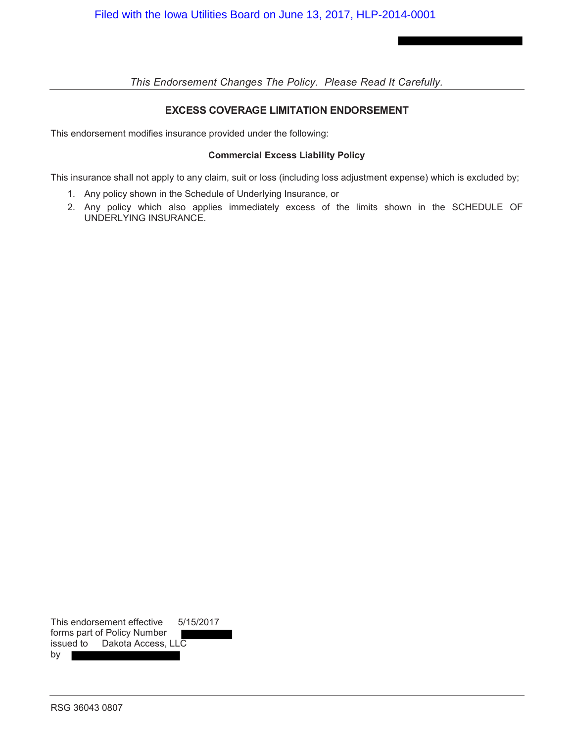*This Endorsement Changes The Policy. Please Read It Carefully.*

## EXCESS COVERAGE LIMITATION ENDORSEMENT

This endorsement modifies insurance provided under the following:

**Commercial Excess Liability Policy**

This insurance shall not apply to any claim, suit or loss (including loss adjustment expense) which is excluded by;

1. Any policy shown in the Schedule of Underlying Insurance, or
2. Any policy which also applies immediately excess of the limits shown in the SCHEDULE OF UNDERLYING INSURANCE.

This endorsement effective 5/15/2017
forms part of Policy Number
issued to Dakota Access, LLC
by

RSG 36043 0807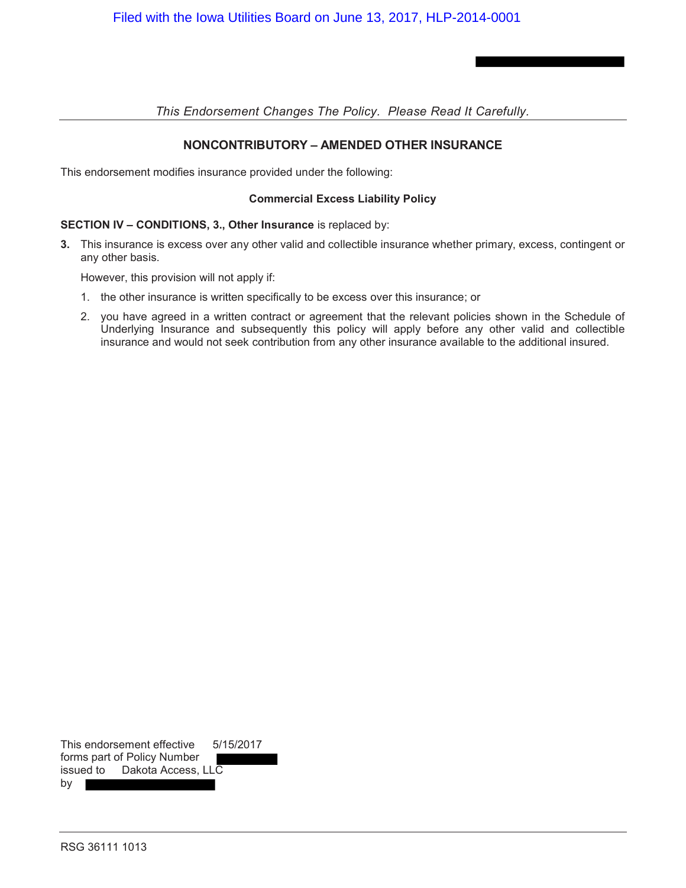*This Endorsement Changes The Policy. Please Read It Carefully.*

## NONCONTRIBUTORY – AMENDED OTHER INSURANCE

This endorsement modifies insurance provided under the following:

**Commercial Excess Liability Policy**

**SECTION IV – CONDITIONS, 3., Other Insurance** is replaced by:

**3.** This insurance is excess over any other valid and collectible insurance whether primary, excess, contingent or any other basis.

However, this provision will not apply if:

1. the other insurance is written specifically to be excess over this insurance; or
2. you have agreed in a written contract or agreement that the relevant policies shown in the Schedule of Underlying Insurance and subsequently this policy will apply before any other valid and collectible insurance and would not seek contribution from any other insurance available to the additional insured.

This endorsement effective 5/15/2017
forms part of Policy Number
issued to Dakota Access, LLC
by

RSG 36111 1013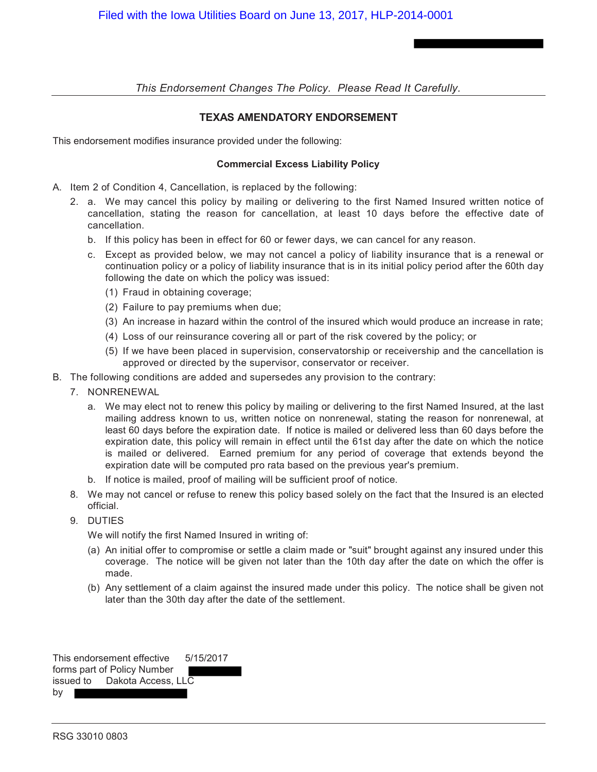Filed with the Iowa Utilities Board on June 13, 2017, HLP-2014-0001

*This Endorsement Changes The Policy. Please Read It Carefully.*

## TEXAS AMENDATORY ENDORSEMENT

This endorsement modifies insurance provided under the following:

**Commercial Excess Liability Policy**

A. Item 2 of Condition 4, Cancellation, is replaced by the following:

   2. a. We may cancel this policy by mailing or delivering to the first Named Insured written notice of cancellation, stating the reason for cancellation, at least 10 days before the effective date of cancellation.

      b. If this policy has been in effect for 60 or fewer days, we can cancel for any reason.

      c. Except as provided below, we may not cancel a policy of liability insurance that is a renewal or continuation policy or a policy of liability insurance that is in its initial policy period after the 60th day following the date on which the policy was issued:

         (1) Fraud in obtaining coverage;

         (2) Failure to pay premiums when due;

         (3) An increase in hazard within the control of the insured which would produce an increase in rate;

         (4) Loss of our reinsurance covering all or part of the risk covered by the policy; or

         (5) If we have been placed in supervision, conservatorship or receivership and the cancellation is approved or directed by the supervisor, conservator or receiver.

B. The following conditions are added and supersedes any provision to the contrary:

   7. NONRENEWAL

      a. We may elect not to renew this policy by mailing or delivering to the first Named Insured, at the last mailing address known to us, written notice on nonrenewal, stating the reason for nonrenewal, at least 60 days before the expiration date. If notice is mailed or delivered less than 60 days before the expiration date, this policy will remain in effect until the 61st day after the date on which the notice is mailed or delivered. Earned premium for any period of coverage that extends beyond the expiration date will be computed pro rata based on the previous year's premium.

      b. If notice is mailed, proof of mailing will be sufficient proof of notice.

   8. We may not cancel or refuse to renew this policy based solely on the fact that the Insured is an elected official.

   9. DUTIES

      We will notify the first Named Insured in writing of:

      (a) An initial offer to compromise or settle a claim made or "suit" brought against any insured under this coverage. The notice will be given not later than the 10th day after the date on which the offer is made.

      (b) Any settlement of a claim against the insured made under this policy. The notice shall be given not later than the 30th day after the date of the settlement.

This endorsement effective 5/15/2017
forms part of Policy Number [REDACTED]
issued to Dakota Access, LLC
by [REDACTED]

RSG 33010 0803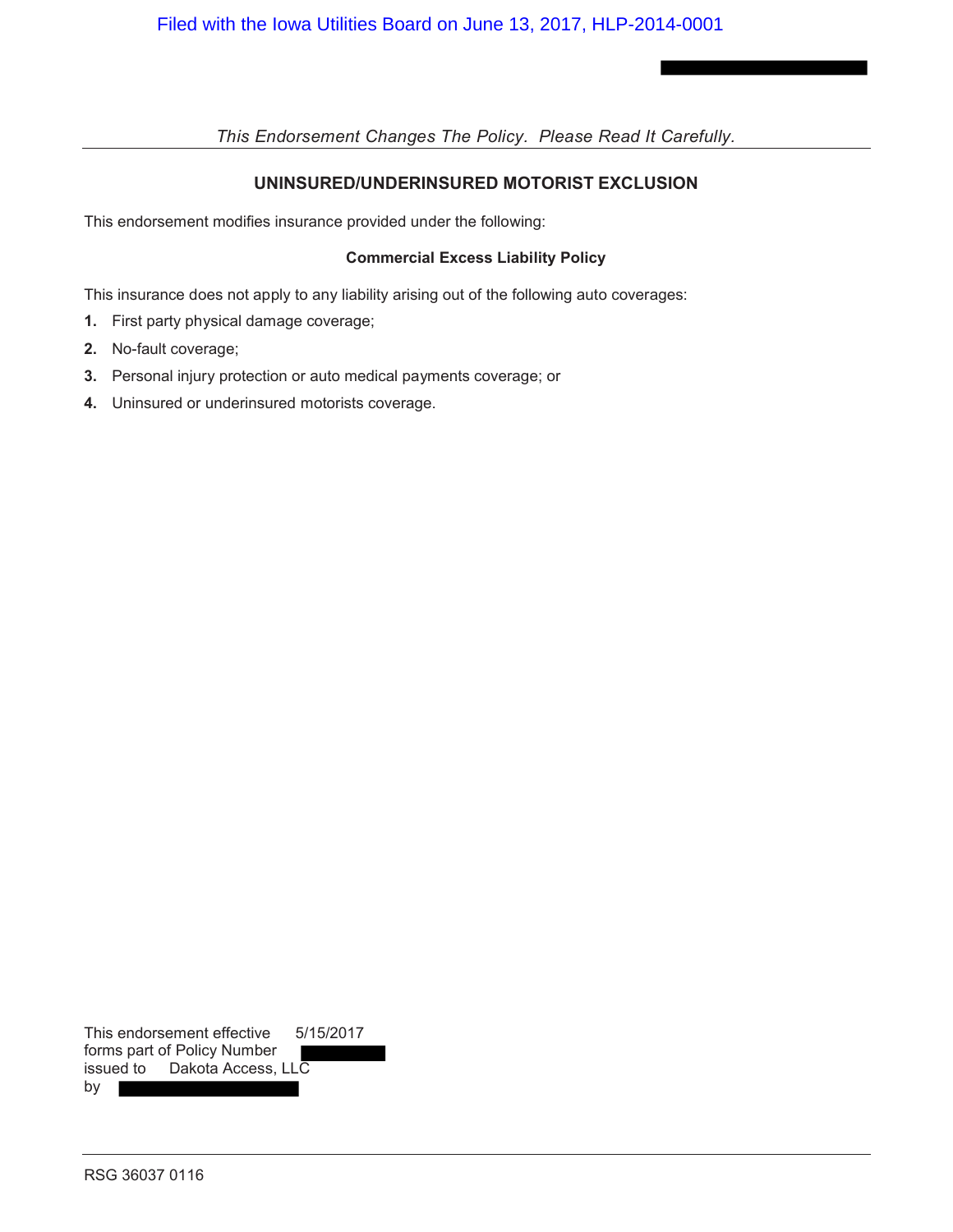Filed with the Iowa Utilities Board on June 13, 2017, HLP-2014-0001

*This Endorsement Changes The Policy. Please Read It Carefully.*

## UNINSURED/UNDERINSURED MOTORIST EXCLUSION

This endorsement modifies insurance provided under the following:

**Commercial Excess Liability Policy**

This insurance does not apply to any liability arising out of the following auto coverages:

1. First party physical damage coverage;
2. No-fault coverage;
3. Personal injury protection or auto medical payments coverage; or
4. Uninsured or underinsured motorists coverage.

This endorsement effective 5/15/2017
forms part of Policy Number
issued to Dakota Access, LLC
by

RSG 36037 0116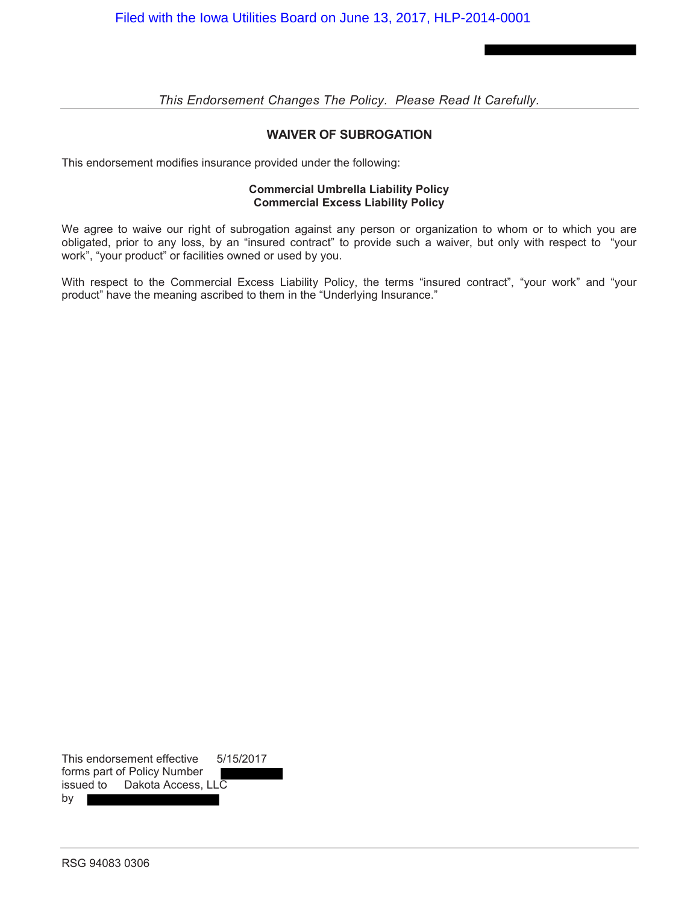*This Endorsement Changes The Policy. Please Read It Carefully.*

## WAIVER OF SUBROGATION

This endorsement modifies insurance provided under the following:

**Commercial Umbrella Liability Policy**
**Commercial Excess Liability Policy**

We agree to waive our right of subrogation against any person or organization to whom or to which you are obligated, prior to any loss, by an "insured contract" to provide such a waiver, but only with respect to "your work", "your product" or facilities owned or used by you.

With respect to the Commercial Excess Liability Policy, the terms "insured contract", "your work" and "your product" have the meaning ascribed to them in the "Underlying Insurance."

This endorsement effective 5/15/2017
forms part of Policy Number
issued to Dakota Access, LLC
by

RSG 94083 0306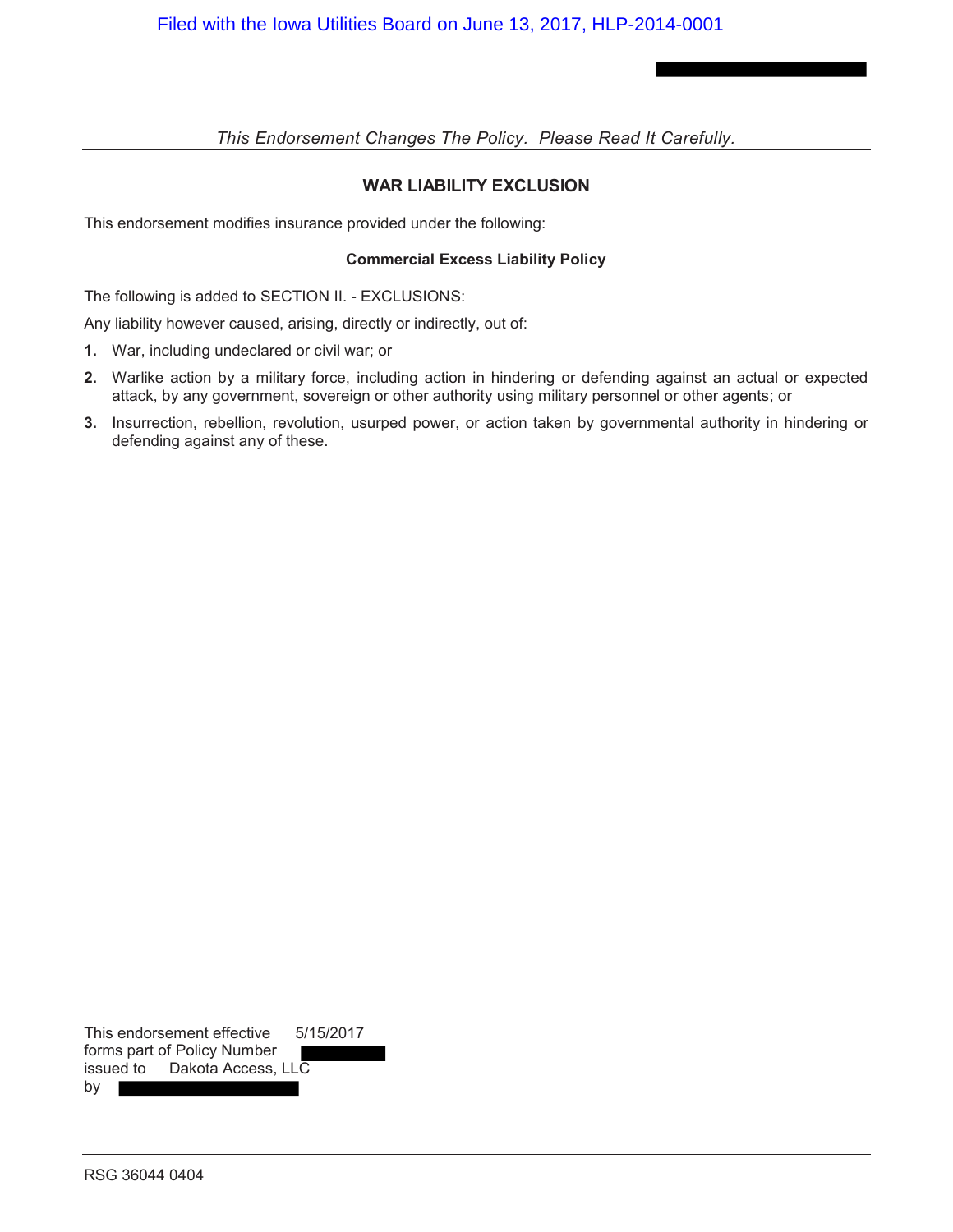*This Endorsement Changes The Policy. Please Read It Carefully.*

## WAR LIABILITY EXCLUSION

This endorsement modifies insurance provided under the following:

**Commercial Excess Liability Policy**

The following is added to SECTION II. - EXCLUSIONS:

Any liability however caused, arising, directly or indirectly, out of:

**1.** War, including undeclared or civil war; or

**2.** Warlike action by a military force, including action in hindering or defending against an actual or expected attack, by any government, sovereign or other authority using military personnel or other agents; or

**3.** Insurrection, rebellion, revolution, usurped power, or action taken by governmental authority in hindering or defending against any of these.

This endorsement effective 5/15/2017
forms part of Policy Number
issued to Dakota Access, LLC
by

RSG 36044 0404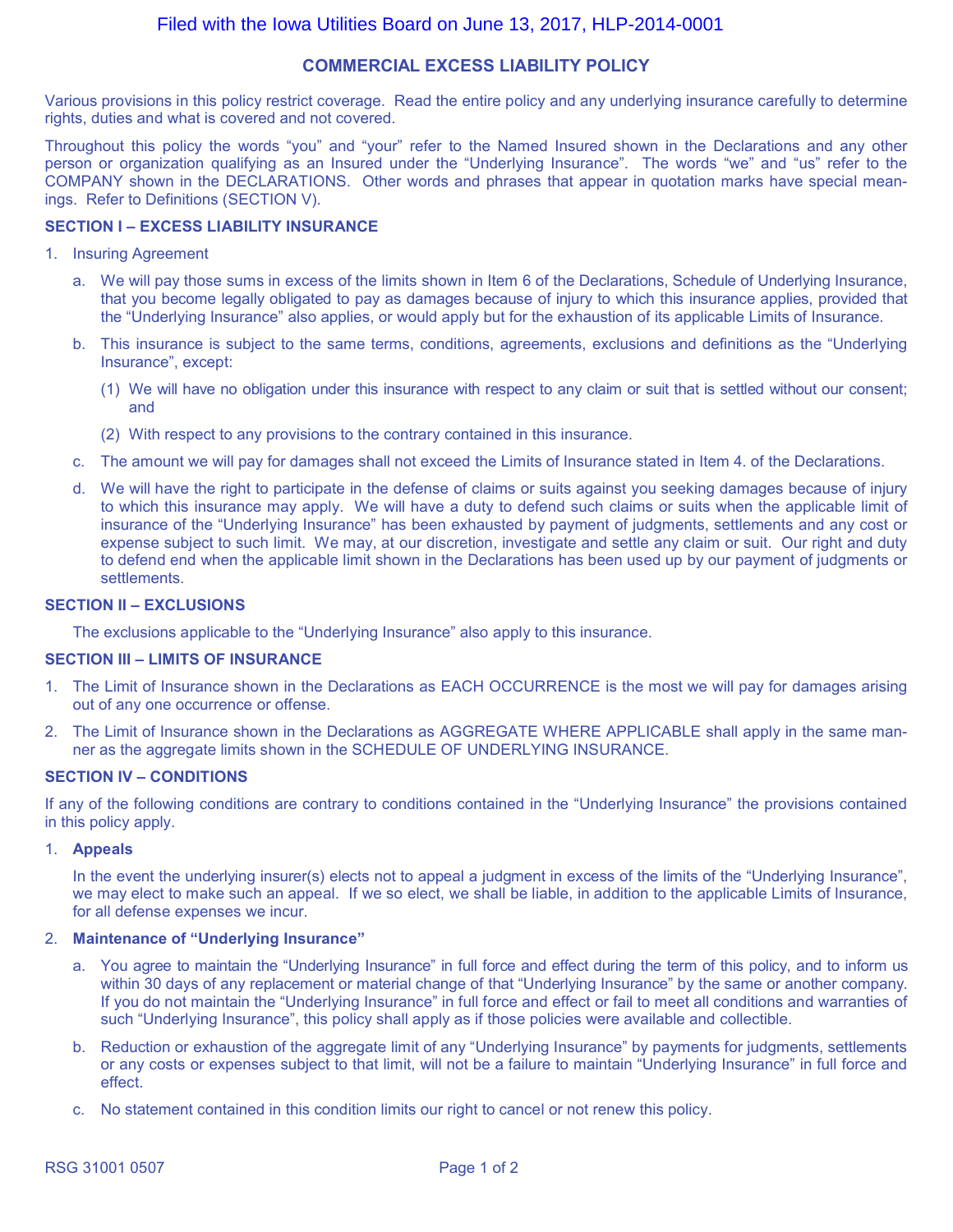Filed with the Iowa Utilities Board on June 13, 2017, HLP-2014-0001

# COMMERCIAL EXCESS LIABILITY POLICY

Various provisions in this policy restrict coverage. Read the entire policy and any underlying insurance carefully to determine rights, duties and what is covered and not covered.

Throughout this policy the words "you" and "your" refer to the Named Insured shown in the Declarations and any other person or organization qualifying as an Insured under the "Underlying Insurance". The words "we" and "us" refer to the COMPANY shown in the DECLARATIONS. Other words and phrases that appear in quotation marks have special meanings. Refer to Definitions (SECTION V).

## SECTION I – EXCESS LIABILITY INSURANCE

1. Insuring Agreement
   a. We will pay those sums in excess of the limits shown in Item 6 of the Declarations, Schedule of Underlying Insurance, that you become legally obligated to pay as damages because of injury to which this insurance applies, provided that the "Underlying Insurance" also applies, or would apply but for the exhaustion of its applicable Limits of Insurance.
   b. This insurance is subject to the same terms, conditions, agreements, exclusions and definitions as the "Underlying Insurance", except:
      (1) We will have no obligation under this insurance with respect to any claim or suit that is settled without our consent; and
      (2) With respect to any provisions to the contrary contained in this insurance.
   c. The amount we will pay for damages shall not exceed the Limits of Insurance stated in Item 4. of the Declarations.
   d. We will have the right to participate in the defense of claims or suits against you seeking damages because of injury to which this insurance may apply. We will have a duty to defend such claims or suits when the applicable limit of insurance of the "Underlying Insurance" has been exhausted by payment of judgments, settlements and any cost or expense subject to such limit. We may, at our discretion, investigate and settle any claim or suit. Our right and duty to defend end when the applicable limit shown in the Declarations has been used up by our payment of judgments or settlements.

## SECTION II – EXCLUSIONS

The exclusions applicable to the "Underlying Insurance" also apply to this insurance.

## SECTION III – LIMITS OF INSURANCE

1. The Limit of Insurance shown in the Declarations as EACH OCCURRENCE is the most we will pay for damages arising out of any one occurrence or offense.
2. The Limit of Insurance shown in the Declarations as AGGREGATE WHERE APPLICABLE shall apply in the same manner as the aggregate limits shown in the SCHEDULE OF UNDERLYING INSURANCE.

## SECTION IV – CONDITIONS

If any of the following conditions are contrary to conditions contained in the "Underlying Insurance" the provisions contained in this policy apply.

1. **Appeals**

   In the event the underlying insurer(s) elects not to appeal a judgment in excess of the limits of the "Underlying Insurance", we may elect to make such an appeal. If we so elect, we shall be liable, in addition to the applicable Limits of Insurance, for all defense expenses we incur.

2. **Maintenance of "Underlying Insurance"**
   a. You agree to maintain the "Underlying Insurance" in full force and effect during the term of this policy, and to inform us within 30 days of any replacement or material change of that "Underlying Insurance" by the same or another company. If you do not maintain the "Underlying Insurance" in full force and effect or fail to meet all conditions and warranties of such "Underlying Insurance", this policy shall apply as if those policies were available and collectible.
   b. Reduction or exhaustion of the aggregate limit of any "Underlying Insurance" by payments for judgments, settlements or any costs or expenses subject to that limit, will not be a failure to maintain "Underlying Insurance" in full force and effect.
   c. No statement contained in this condition limits our right to cancel or not renew this policy.

RSG 31001 0507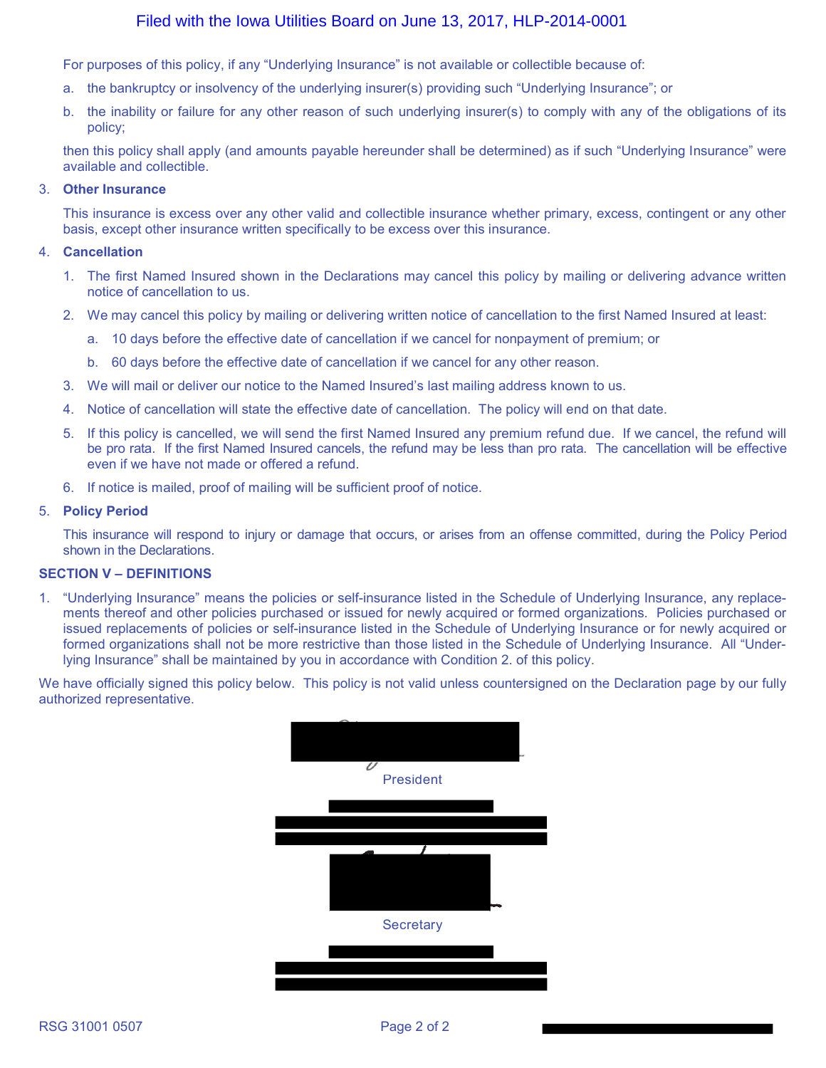For purposes of this policy, if any "Underlying Insurance" is not available or collectible because of:

a. the bankruptcy or insolvency of the underlying insurer(s) providing such "Underlying Insurance"; or

b. the inability or failure for any other reason of such underlying insurer(s) to comply with any of the obligations of its policy;

then this policy shall apply (and amounts payable hereunder shall be determined) as if such "Underlying Insurance" were available and collectible.

3. **Other Insurance**

   This insurance is excess over any other valid and collectible insurance whether primary, excess, contingent or any other basis, except other insurance written specifically to be excess over this insurance.

4. **Cancellation**

   1. The first Named Insured shown in the Declarations may cancel this policy by mailing or delivering advance written notice of cancellation to us.
   2. We may cancel this policy by mailing or delivering written notice of cancellation to the first Named Insured at least:
      a. 10 days before the effective date of cancellation if we cancel for nonpayment of premium; or
      b. 60 days before the effective date of cancellation if we cancel for any other reason.
   3. We will mail or deliver our notice to the Named Insured's last mailing address known to us.
   4. Notice of cancellation will state the effective date of cancellation. The policy will end on that date.
   5. If this policy is cancelled, we will send the first Named Insured any premium refund due. If we cancel, the refund will be pro rata. If the first Named Insured cancels, the refund may be less than pro rata. The cancellation will be effective even if we have not made or offered a refund.
   6. If notice is mailed, proof of mailing will be sufficient proof of notice.

5. **Policy Period**

   This insurance will respond to injury or damage that occurs, or arises from an offense committed, during the Policy Period shown in the Declarations.

**SECTION V – DEFINITIONS**

1. "Underlying Insurance" means the policies or self-insurance listed in the Schedule of Underlying Insurance, any replacements thereof and other policies purchased or issued for newly acquired or formed organizations. Policies purchased or issued replacements of policies or self-insurance listed in the Schedule of Underlying Insurance or for newly acquired or formed organizations shall not be more restrictive than those listed in the Schedule of Underlying Insurance. All "Underlying Insurance" shall be maintained by you in accordance with Condition 2. of this policy.

We have officially signed this policy below. This policy is not valid unless countersigned on the Declaration page by our fully authorized representative.

President

Secretary

RSG 31001 0507